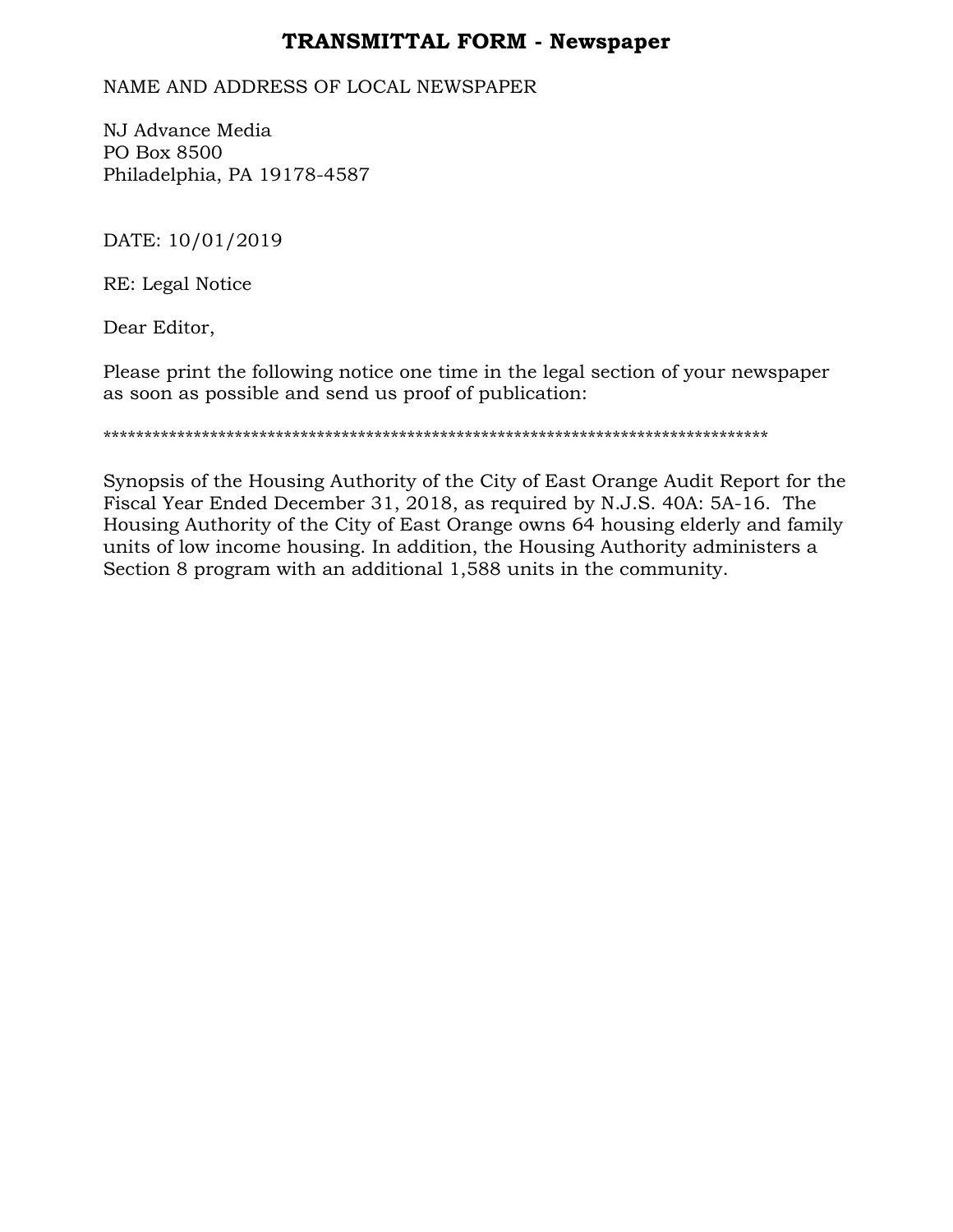# TRANSMITTAL FORM - Newspaper

NAME AND ADDRESS OF LOCAL NEWSPAPER

NJ Advance Media
PO Box 8500
Philadelphia, PA 19178-4587

DATE: 10/01/2019

RE: Legal Notice

Dear Editor,

Please print the following notice one time in the legal section of your newspaper as soon as possible and send us proof of publication:

*********************************************************************************

Synopsis of the Housing Authority of the City of East Orange Audit Report for the Fiscal Year Ended December 31, 2018, as required by N.J.S. 40A: 5A-16. The Housing Authority of the City of East Orange owns 64 housing elderly and family units of low income housing. In addition, the Housing Authority administers a Section 8 program with an additional 1,588 units in the community.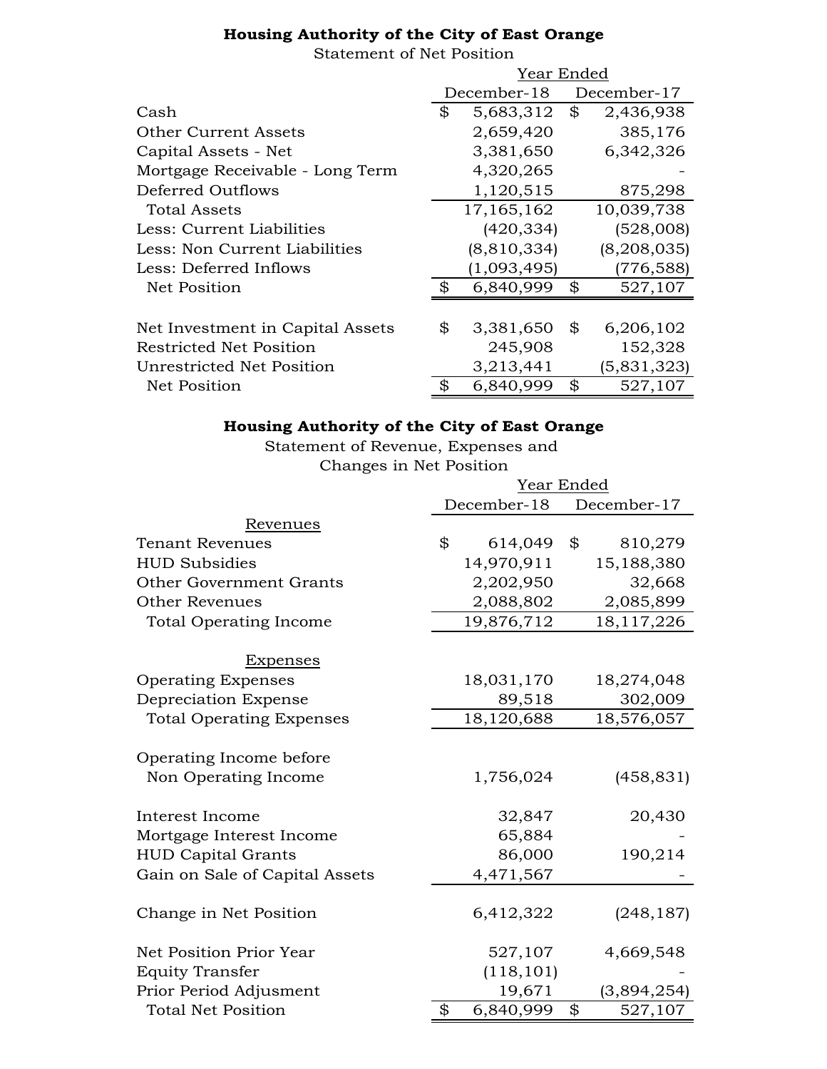**Housing Authority of the City of East Orange**

Statement of Net Position

| | Year Ended | |
|---|---|---|
| | December-18 | December-17 |
| Cash | $ 5,683,312 | $ 2,436,938 |
| Other Current Assets | 2,659,420 | 385,176 |
| Capital Assets - Net | 3,381,650 | 6,342,326 |
| Mortgage Receivable - Long Term | 4,320,265 | - |
| Deferred Outflows | 1,120,515 | 875,298 |
| Total Assets | 17,165,162 | 10,039,738 |
| Less: Current Liabilities | (420,334) | (528,008) |
| Less: Non Current Liabilities | (8,810,334) | (8,208,035) |
| Less: Deferred Inflows | (1,093,495) | (776,588) |
| Net Position | $ 6,840,999 | $ 527,107 |
| | | |
| Net Investment in Capital Assets | $ 3,381,650 | $ 6,206,102 |
| Restricted Net Position | 245,908 | 152,328 |
| Unrestricted Net Position | 3,213,441 | (5,831,323) |
| Net Position | $ 6,840,999 | $ 527,107 |

**Housing Authority of the City of East Orange**

Statement of Revenue, Expenses and Changes in Net Position

| | Year Ended | |
|---|---|---|
| | December-18 | December-17 |
| Revenues | | |
| Tenant Revenues | $ 614,049 | $ 810,279 |
| HUD Subsidies | 14,970,911 | 15,188,380 |
| Other Government Grants | 2,202,950 | 32,668 |
| Other Revenues | 2,088,802 | 2,085,899 |
| Total Operating Income | 19,876,712 | 18,117,226 |
| | | |
| Expenses | | |
| Operating Expenses | 18,031,170 | 18,274,048 |
| Depreciation Expense | 89,518 | 302,009 |
| Total Operating Expenses | 18,120,688 | 18,576,057 |
| | | |
| Operating Income before Non Operating Income | 1,756,024 | (458,831) |
| | | |
| Interest Income | 32,847 | 20,430 |
| Mortgage Interest Income | 65,884 | - |
| HUD Capital Grants | 86,000 | 190,214 |
| Gain on Sale of Capital Assets | 4,471,567 | - |
| | | |
| Change in Net Position | 6,412,322 | (248,187) |
| | | |
| Net Position Prior Year | 527,107 | 4,669,548 |
| Equity Transfer | (118,101) | - |
| Prior Period Adjusment | 19,671 | (3,894,254) |
| Total Net Position | $ 6,840,999 | $ 527,107 |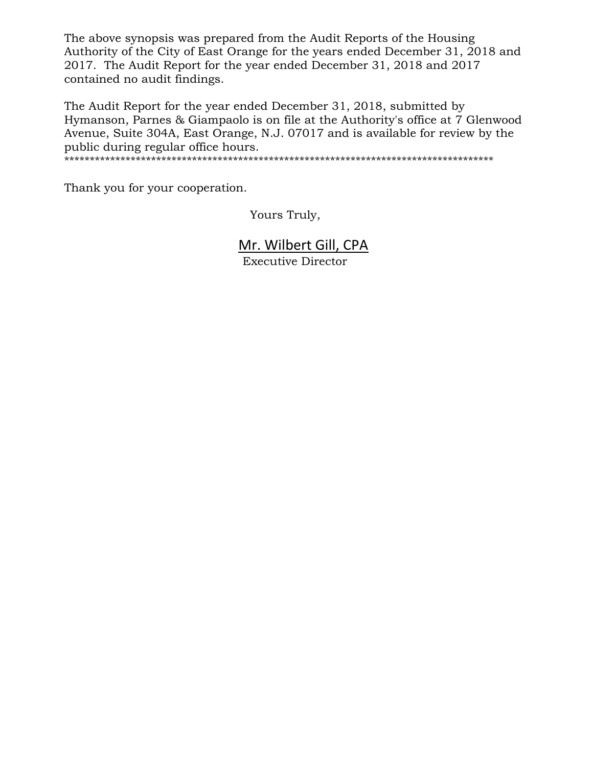The above synopsis was prepared from the Audit Reports of the Housing Authority of the City of East Orange for the years ended December 31, 2018 and 2017. The Audit Report for the year ended December 31, 2018 and 2017 contained no audit findings.

The Audit Report for the year ended December 31, 2018, submitted by Hymanson, Parnes & Giampaolo is on file at the Authority's office at 7 Glenwood Avenue, Suite 304A, East Orange, N.J. 07017 and is available for review by the public during regular office hours.

************************************************************************************

Thank you for your cooperation.

Yours Truly,

Mr. Wilbert Gill, CPA
Executive Director